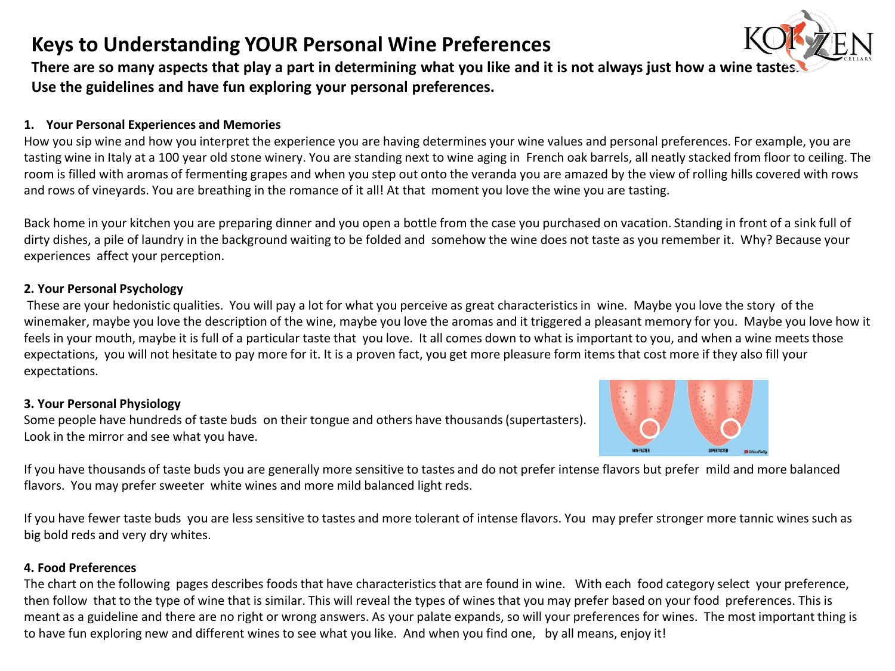# Keys to Understanding YOUR Personal Wine Preferences

**There are so many aspects that play a part in determining what you like and it is not always just how a wine tastes. Use the guidelines and have fun exploring your personal preferences.**

### 1. Your Personal Experiences and Memories

How you sip wine and how you interpret the experience you are having determines your wine values and personal preferences. For example, you are tasting wine in Italy at a 100 year old stone winery. You are standing next to wine aging in French oak barrels, all neatly stacked from floor to ceiling. The room is filled with aromas of fermenting grapes and when you step out onto the veranda you are amazed by the view of rolling hills covered with rows and rows of vineyards. You are breathing in the romance of it all! At that moment you love the wine you are tasting.

Back home in your kitchen you are preparing dinner and you open a bottle from the case you purchased on vacation. Standing in front of a sink full of dirty dishes, a pile of laundry in the background waiting to be folded and somehow the wine does not taste as you remember it. Why? Because your experiences affect your perception.

### 2. Your Personal Psychology

These are your hedonistic qualities. You will pay a lot for what you perceive as great characteristics in wine. Maybe you love the story of the winemaker, maybe you love the description of the wine, maybe you love the aromas and it triggered a pleasant memory for you. Maybe you love how it feels in your mouth, maybe it is full of a particular taste that you love. It all comes down to what is important to you, and when a wine meets those expectations, you will not hesitate to pay more for it. It is a proven fact, you get more pleasure form items that cost more if they also fill your expectations.

### 3. Your Personal Physiology

Some people have hundreds of taste buds on their tongue and others have thousands (supertasters). Look in the mirror and see what you have.

If you have thousands of taste buds you are generally more sensitive to tastes and do not prefer intense flavors but prefer mild and more balanced flavors. You may prefer sweeter white wines and more mild balanced light reds.

If you have fewer taste buds you are less sensitive to tastes and more tolerant of intense flavors. You may prefer stronger more tannic wines such as big bold reds and very dry whites.

### 4. Food Preferences

The chart on the following pages describes foods that have characteristics that are found in wine. With each food category select your preference, then follow that to the type of wine that is similar. This will reveal the types of wines that you may prefer based on your food preferences. This is meant as a guideline and there are no right or wrong answers. As your palate expands, so will your preferences for wines. The most important thing is to have fun exploring new and different wines to see what you like. And when you find one, by all means, enjoy it!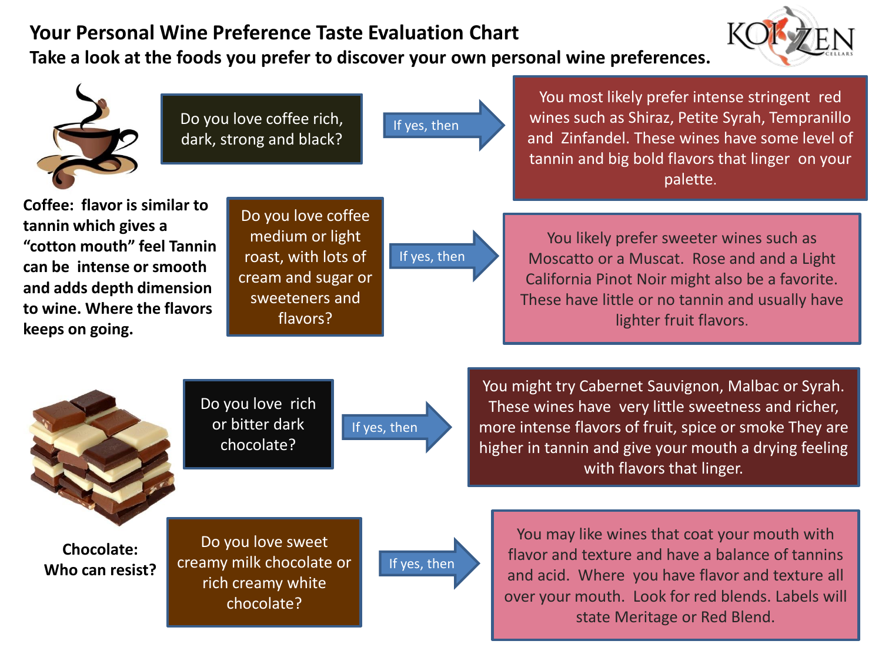# Your Personal Wine Preference Taste Evaluation Chart

**Take a look at the foods you prefer to discover your own personal wine preferences.**

KOI ZEN CELLARS

**Coffee: flavor is similar to tannin which gives a "cotton mouth" feel Tannin can be intense or smooth and adds depth dimension to wine. Where the flavors keeps on going.**

Do you love coffee rich, dark, strong and black?

If yes, then

You most likely prefer intense stringent red wines such as Shiraz, Petite Syrah, Tempranillo and Zinfandel. These wines have some level of tannin and big bold flavors that linger on your palette.

Do you love coffee medium or light roast, with lots of cream and sugar or sweeteners and flavors?

If yes, then

You likely prefer sweeter wines such as Moscatto or a Muscat. Rose and and a Light California Pinot Noir might also be a favorite. These have little or no tannin and usually have lighter fruit flavors.

**Chocolate: Who can resist?**

Do you love rich or bitter dark chocolate?

If yes, then

You might try Cabernet Sauvignon, Malbac or Syrah. These wines have very little sweetness and richer, more intense flavors of fruit, spice or smoke They are higher in tannin and give your mouth a drying feeling with flavors that linger.

Do you love sweet creamy milk chocolate or rich creamy white chocolate?

If yes, then

You may like wines that coat your mouth with flavor and texture and have a balance of tannins and acid. Where you have flavor and texture all over your mouth. Look for red blends. Labels will state Meritage or Red Blend.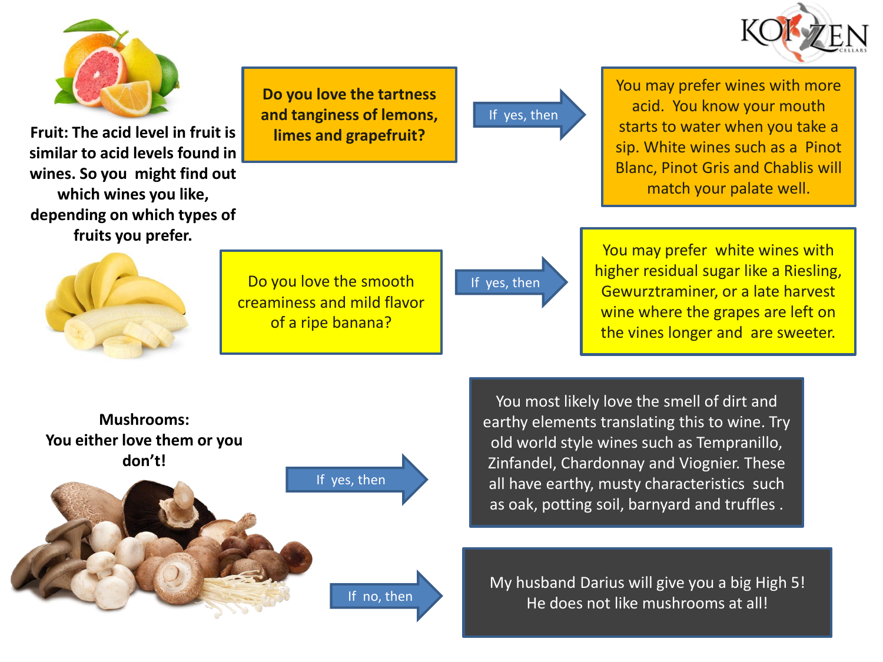**Fruit: The acid level in fruit is similar to acid levels found in wines. So you might find out which wines you like, depending on which types of fruits you prefer.**

**Do you love the tartness and tanginess of lemons, limes and grapefruit?**

If yes, then

You may prefer wines with more acid. You know your mouth starts to water when you take a sip. White wines such as a Pinot Blanc, Pinot Gris and Chablis will match your palate well.

Do you love the smooth creaminess and mild flavor of a ripe banana?

If yes, then

You may prefer white wines with higher residual sugar like a Riesling, Gewurztraminer, or a late harvest wine where the grapes are left on the vines longer and are sweeter.

**Mushrooms: You either love them or you don't!**

If yes, then

You most likely love the smell of dirt and earthy elements translating this to wine. Try old world style wines such as Tempranillo, Zinfandel, Chardonnay and Viognier. These all have earthy, musty characteristics such as oak, potting soil, barnyard and truffles .

If no, then

My husband Darius will give you a big High 5! He does not like mushrooms at all!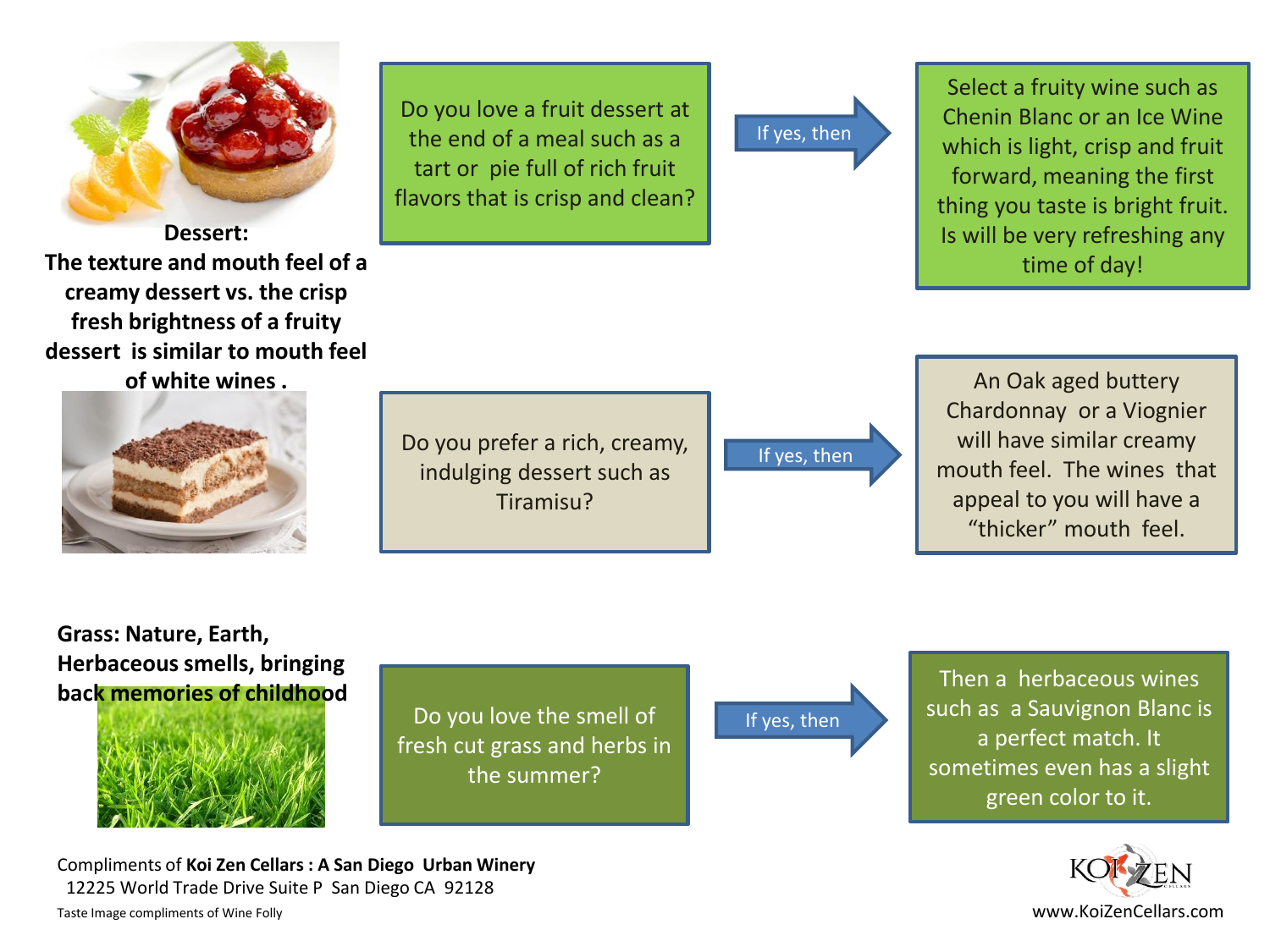**Dessert:**
**The texture and mouth feel of a creamy dessert vs. the crisp fresh brightness of a fruity dessert is similar to mouth feel of white wines .**

Do you love a fruit dessert at the end of a meal such as a tart or pie full of rich fruit flavors that is crisp and clean?

If yes, then

Select a fruity wine such as Chenin Blanc or an Ice Wine which is light, crisp and fruit forward, meaning the first thing you taste is bright fruit. Is will be very refreshing any time of day!

Do you prefer a rich, creamy, indulging dessert such as Tiramisu?

If yes, then

An Oak aged buttery Chardonnay or a Viognier will have similar creamy mouth feel. The wines that appeal to you will have a "thicker" mouth feel.

**Grass: Nature, Earth, Herbaceous smells, bringing back memories of childhood**

Do you love the smell of fresh cut grass and herbs in the summer?

If yes, then

Then a herbaceous wines such as a Sauvignon Blanc is a perfect match. It sometimes even has a slight green color to it.

Compliments of **Koi Zen Cellars : A San Diego Urban Winery**
12225 World Trade Drive Suite P San Diego CA 92128

Taste Image compliments of Wine Folly

KOI ZEN CELLARS
www.KoiZenCellars.com